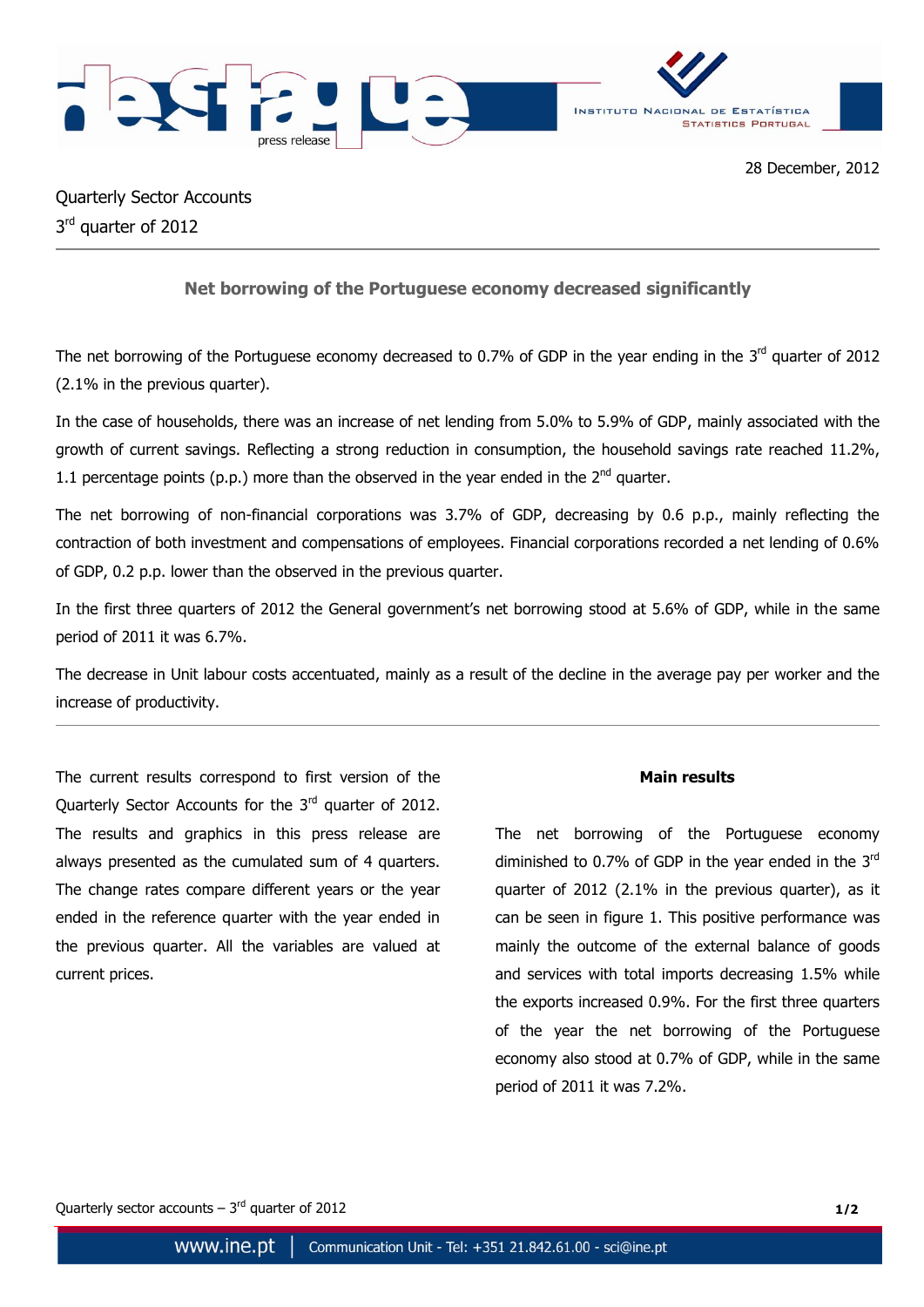28 December, 2012

Quarterly Sector Accounts
3rd quarter of 2012

## Net borrowing of the Portuguese economy decreased significantly

The net borrowing of the Portuguese economy decreased to 0.7% of GDP in the year ending in the 3rd quarter of 2012 (2.1% in the previous quarter).

In the case of households, there was an increase of net lending from 5.0% to 5.9% of GDP, mainly associated with the growth of current savings. Reflecting a strong reduction in consumption, the household savings rate reached 11.2%, 1.1 percentage points (p.p.) more than the observed in the year ended in the 2nd quarter.

The net borrowing of non-financial corporations was 3.7% of GDP, decreasing by 0.6 p.p., mainly reflecting the contraction of both investment and compensations of employees. Financial corporations recorded a net lending of 0.6% of GDP, 0.2 p.p. lower than the observed in the previous quarter.

In the first three quarters of 2012 the General government's net borrowing stood at 5.6% of GDP, while in the same period of 2011 it was 6.7%.

The decrease in Unit labour costs accentuated, mainly as a result of the decline in the average pay per worker and the increase of productivity.

---

The current results correspond to first version of the Quarterly Sector Accounts for the 3rd quarter of 2012. The results and graphics in this press release are always presented as the cumulated sum of 4 quarters. The change rates compare different years or the year ended in the reference quarter with the year ended in the previous quarter. All the variables are valued at current prices.

**Main results**

The net borrowing of the Portuguese economy diminished to 0.7% of GDP in the year ended in the 3rd quarter of 2012 (2.1% in the previous quarter), as it can be seen in figure 1. This positive performance was mainly the outcome of the external balance of goods and services with total imports decreasing 1.5% while the exports increased 0.9%. For the first three quarters of the year the net borrowing of the Portuguese economy also stood at 0.7% of GDP, while in the same period of 2011 it was 7.2%.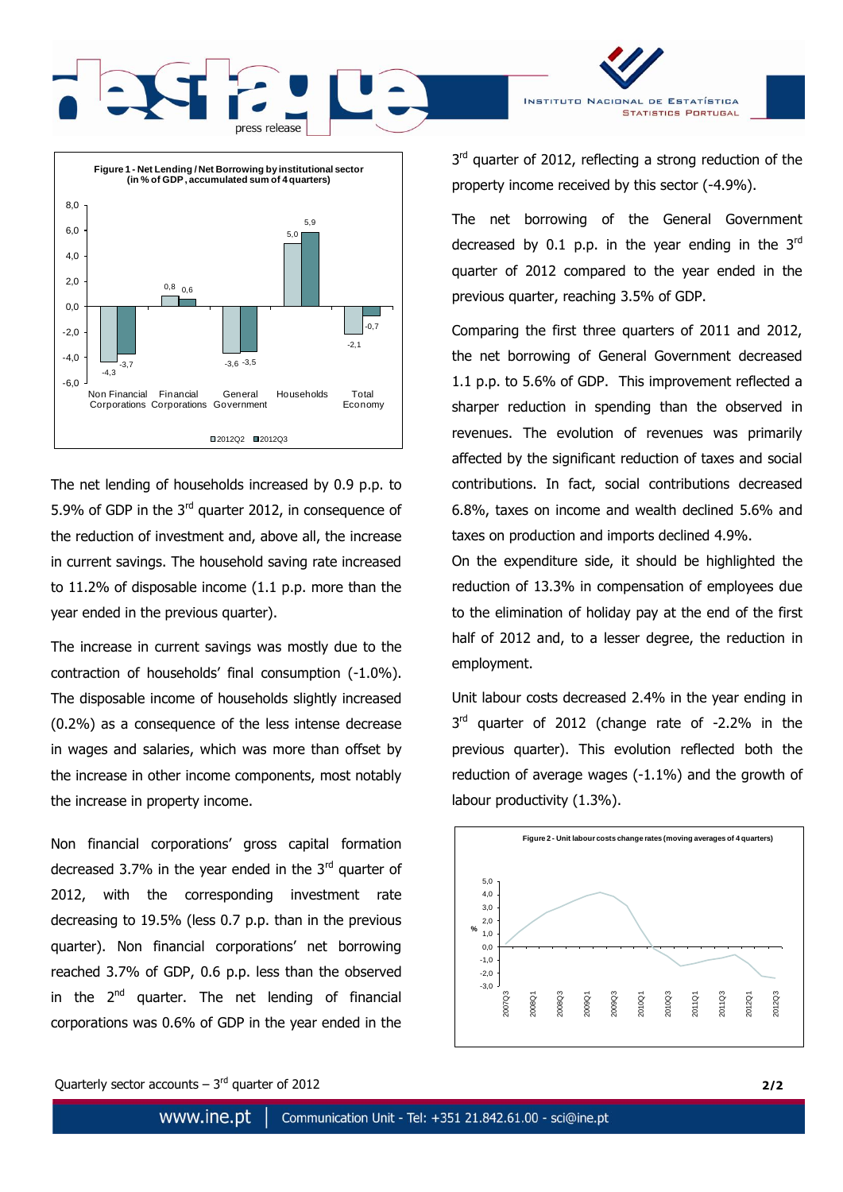**Figure 1 - Net Lending / Net Borrowing by institutional sector (in % of GDP, accumulated sum of 4 quarters)**

8,0
6,0
4,0
2,0
0,0
-2,0
-4,0
-6,0

-4,3 -3,7
0,8 0,6
-3,6 -3,5
5,0 5,9
-2,1 -0,7

Non Financial Corporations
Financial Corporations
General Government
Households
Total Economy

2012Q2 2012Q3

The net lending of households increased by 0.9 p.p. to 5.9% of GDP in the 3rd quarter 2012, in consequence of the reduction of investment and, above all, the increase in current savings. The household saving rate increased to 11.2% of disposable income (1.1 p.p. more than the year ended in the previous quarter).

The increase in current savings was mostly due to the contraction of households' final consumption (-1.0%). The disposable income of households slightly increased (0.2%) as a consequence of the less intense decrease in wages and salaries, which was more than offset by the increase in other income components, most notably the increase in property income.

Non financial corporations' gross capital formation decreased 3.7% in the year ended in the 3rd quarter of 2012, with the corresponding investment rate decreasing to 19.5% (less 0.7 p.p. than in the previous quarter). Non financial corporations' net borrowing reached 3.7% of GDP, 0.6 p.p. less than the observed in the 2nd quarter. The net lending of financial corporations was 0.6% of GDP in the year ended in the 3rd quarter of 2012, reflecting a strong reduction of the property income received by this sector (-4.9%).

The net borrowing of the General Government decreased by 0.1 p.p. in the year ending in the 3rd quarter of 2012 compared to the year ended in the previous quarter, reaching 3.5% of GDP.

Comparing the first three quarters of 2011 and 2012, the net borrowing of General Government decreased 1.1 p.p. to 5.6% of GDP. This improvement reflected a sharper reduction in spending than the observed in revenues. The evolution of revenues was primarily affected by the significant reduction of taxes and social contributions. In fact, social contributions decreased 6.8%, taxes on income and wealth declined 5.6% and taxes on production and imports declined 4.9%.

On the expenditure side, it should be highlighted the reduction of 13.3% in compensation of employees due to the elimination of holiday pay at the end of the first half of 2012 and, to a lesser degree, the reduction in employment.

Unit labour costs decreased 2.4% in the year ending in 3rd quarter of 2012 (change rate of -2.2% in the previous quarter). This evolution reflected both the reduction of average wages (-1.1%) and the growth of labour productivity (1.3%).

**Figure 2 - Unit labour costs change rates (moving averages of 4 quarters)**

%
5,0
4,0
3,0
2,0
1,0
0,0
-1,0
-2,0
-3,0

2007Q3 2008Q1 2008Q3 2009Q1 2009Q3 2010Q1 2010Q3 2011Q1 2011Q3 2012Q1 2012Q3